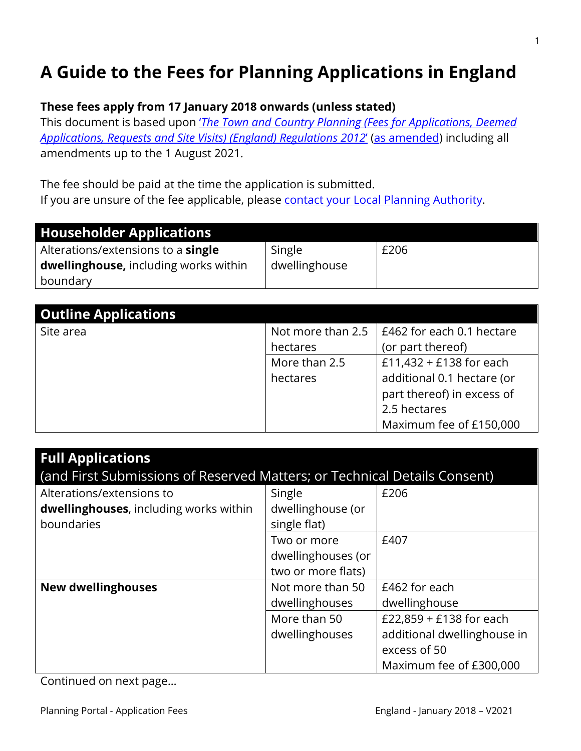# A Guide to the Fees for Planning Applications in England

**These fees apply from 17 January 2018 onwards (unless stated)**

This document is based upon '*The Town and Country Planning (Fees for Applications, Deemed Applications, Requests and Site Visits) (England) Regulations 2012*' (as amended) including all amendments up to the 1 August 2021.

The fee should be paid at the time the application is submitted.
If you are unsure of the fee applicable, please contact your Local Planning Authority.

| **Householder Applications** | | |
|---|---|---|
| Alterations/extensions to a **single dwellinghouse,** including works within boundary | Single dwellinghouse | £206 |

| **Outline Applications** | | |
|---|---|---|
| Site area | Not more than 2.5 hectares | £462 for each 0.1 hectare (or part thereof) |
| | More than 2.5 hectares | £11,432 + £138 for each additional 0.1 hectare (or part thereof) in excess of 2.5 hectares<br>Maximum fee of £150,000 |

| **Full Applications**<br>(and First Submissions of Reserved Matters; or Technical Details Consent) | | |
|---|---|---|
| Alterations/extensions to **dwellinghouses**, including works within boundaries | Single dwellinghouse (or single flat) | £206 |
| | Two or more dwellinghouses (or two or more flats) | £407 |
| **New dwellinghouses** | Not more than 50 dwellinghouses | £462 for each dwellinghouse |
| | More than 50 dwellinghouses | £22,859 + £138 for each additional dwellinghouse in excess of 50<br>Maximum fee of £300,000 |

Continued on next page…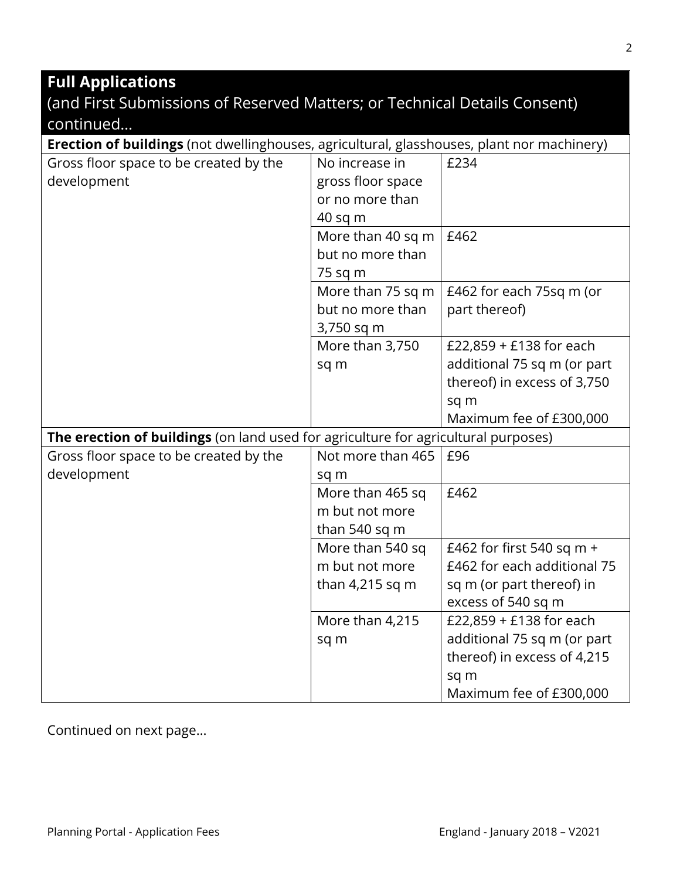## Full Applications

(and First Submissions of Reserved Matters; or Technical Details Consent) continued…

| **Erection of buildings** (not dwellinghouses, agricultural, glasshouses, plant nor machinery) | | |
|---|---|---|
| Gross floor space to be created by the development | No increase in gross floor space or no more than 40 sq m | £234 |
| | More than 40 sq m but no more than 75 sq m | £462 |
| | More than 75 sq m but no more than 3,750 sq m | £462 for each 75sq m (or part thereof) |
| | More than 3,750 sq m | £22,859 + £138 for each additional 75 sq m (or part thereof) in excess of 3,750 sq m<br>Maximum fee of £300,000 |
| **The erection of buildings** (on land used for agriculture for agricultural purposes) | | |
| Gross floor space to be created by the development | Not more than 465 sq m | £96 |
| | More than 465 sq m but not more than 540 sq m | £462 |
| | More than 540 sq m but not more than 4,215 sq m | £462 for first 540 sq m + £462 for each additional 75 sq m (or part thereof) in excess of 540 sq m |
| | More than 4,215 sq m | £22,859 + £138 for each additional 75 sq m (or part thereof) in excess of 4,215 sq m<br>Maximum fee of £300,000 |

Continued on next page…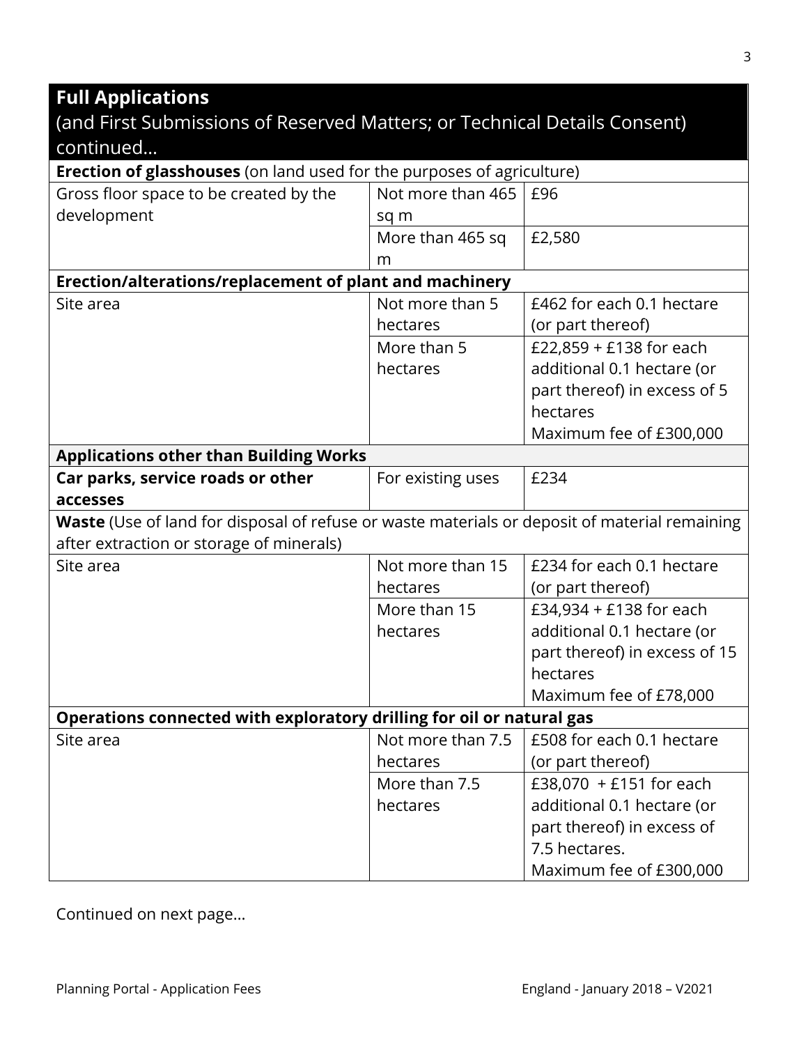## Full Applications

(and First Submissions of Reserved Matters; or Technical Details Consent) continued…

| **Erection of glasshouses** (on land used for the purposes of agriculture) | | |
|---|---|---|
| Gross floor space to be created by the development | Not more than 465 sq m | £96 |
| | More than 465 sq m | £2,580 |
| **Erection/alterations/replacement of plant and machinery** | | |
| Site area | Not more than 5 hectares | £462 for each 0.1 hectare (or part thereof) |
| | More than 5 hectares | £22,859 + £138 for each additional 0.1 hectare (or part thereof) in excess of 5 hectares<br>Maximum fee of £300,000 |
| **Applications other than Building Works** | | |
| **Car parks, service roads or other accesses** | For existing uses | £234 |
| **Waste** (Use of land for disposal of refuse or waste materials or deposit of material remaining after extraction or storage of minerals) | | |
| Site area | Not more than 15 hectares | £234 for each 0.1 hectare (or part thereof) |
| | More than 15 hectares | £34,934 + £138 for each additional 0.1 hectare (or part thereof) in excess of 15 hectares<br>Maximum fee of £78,000 |
| **Operations connected with exploratory drilling for oil or natural gas** | | |
| Site area | Not more than 7.5 hectares | £508 for each 0.1 hectare (or part thereof) |
| | More than 7.5 hectares | £38,070 + £151 for each additional 0.1 hectare (or part thereof) in excess of 7.5 hectares.<br>Maximum fee of £300,000 |

Continued on next page…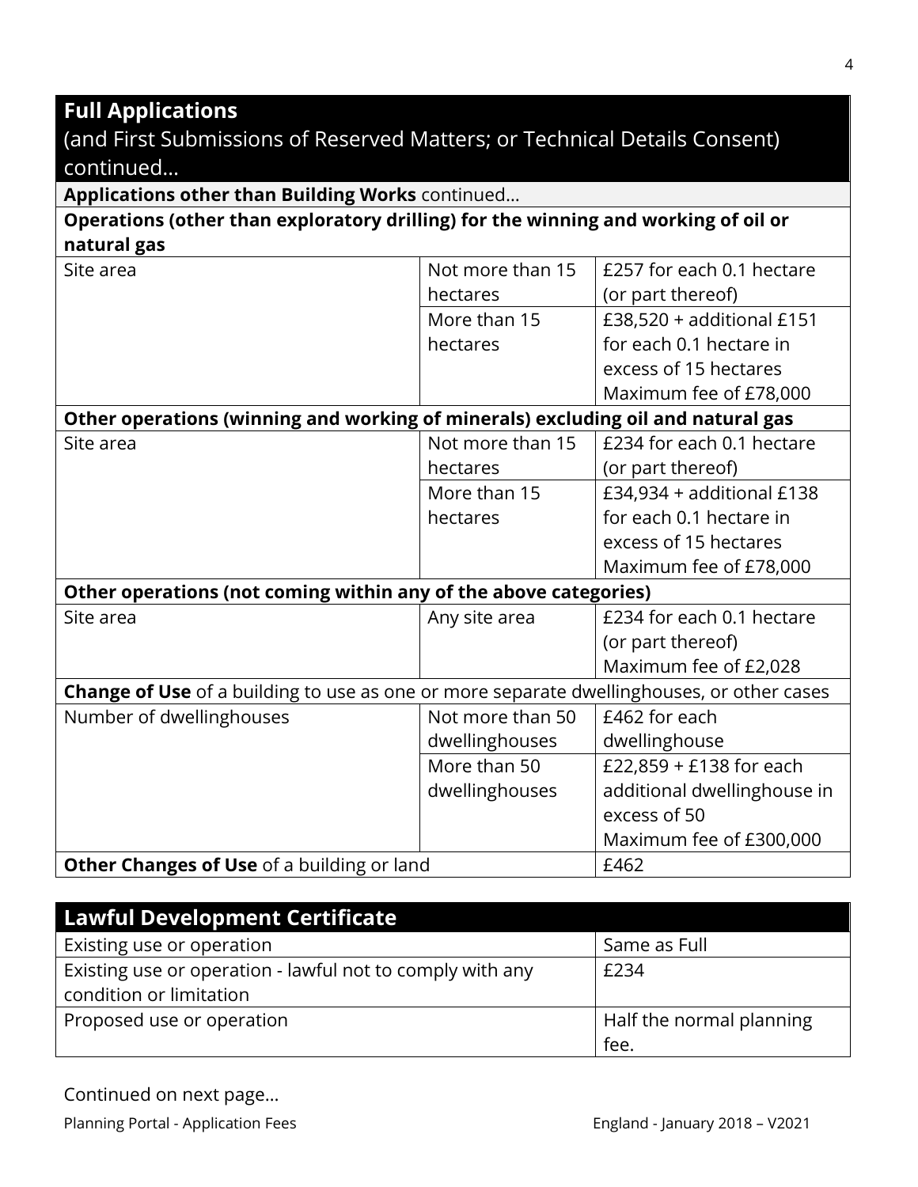## Full Applications

(and First Submissions of Reserved Matters; or Technical Details Consent) continued…

| **Applications other than Building Works** continued… | | |
|---|---|---|
| **Operations (other than exploratory drilling) for the winning and working of oil or natural gas** | | |
| Site area | Not more than 15 hectares | £257 for each 0.1 hectare (or part thereof) |
| | More than 15 hectares | £38,520 + additional £151 for each 0.1 hectare in excess of 15 hectares<br>Maximum fee of £78,000 |
| **Other operations (winning and working of minerals) excluding oil and natural gas** | | |
| Site area | Not more than 15 hectares | £234 for each 0.1 hectare (or part thereof) |
| | More than 15 hectares | £34,934 + additional £138 for each 0.1 hectare in excess of 15 hectares<br>Maximum fee of £78,000 |
| **Other operations (not coming within any of the above categories)** | | |
| Site area | Any site area | £234 for each 0.1 hectare (or part thereof)<br>Maximum fee of £2,028 |
| **Change of Use** of a building to use as one or more separate dwellinghouses, or other cases | | |
| Number of dwellinghouses | Not more than 50 dwellinghouses | £462 for each dwellinghouse |
| | More than 50 dwellinghouses | £22,859 + £138 for each additional dwellinghouse in excess of 50<br>Maximum fee of £300,000 |
| **Other Changes of Use** of a building or land | | £462 |

## Lawful Development Certificate

| Lawful Development Certificate | |
|---|---|
| Existing use or operation | Same as Full |
| Existing use or operation - lawful not to comply with any condition or limitation | £234 |
| Proposed use or operation | Half the normal planning fee. |

Continued on next page…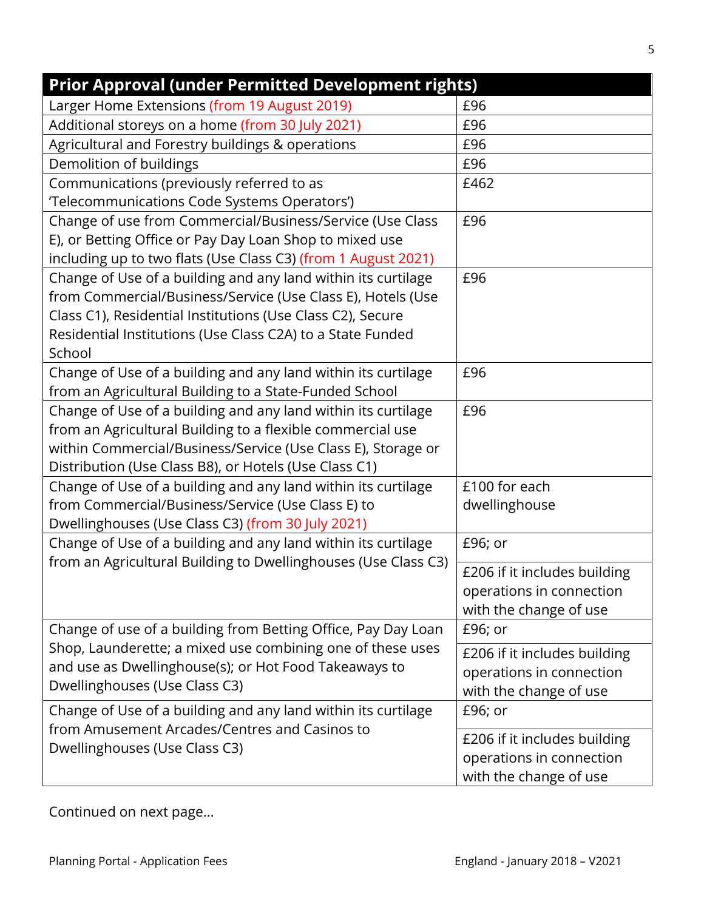| Prior Approval (under Permitted Development rights) | |
|---|---|
| Larger Home Extensions (from 19 August 2019) | £96 |
| Additional storeys on a home (from 30 July 2021) | £96 |
| Agricultural and Forestry buildings & operations | £96 |
| Demolition of buildings | £96 |
| Communications (previously referred to as 'Telecommunications Code Systems Operators') | £462 |
| Change of use from Commercial/Business/Service (Use Class E), or Betting Office or Pay Day Loan Shop to mixed use including up to two flats (Use Class C3) (from 1 August 2021) | £96 |
| Change of Use of a building and any land within its curtilage from Commercial/Business/Service (Use Class E), Hotels (Use Class C1), Residential Institutions (Use Class C2), Secure Residential Institutions (Use Class C2A) to a State Funded School | £96 |
| Change of Use of a building and any land within its curtilage from an Agricultural Building to a State-Funded School | £96 |
| Change of Use of a building and any land within its curtilage from an Agricultural Building to a flexible commercial use within Commercial/Business/Service (Use Class E), Storage or Distribution (Use Class B8), or Hotels (Use Class C1) | £96 |
| Change of Use of a building and any land within its curtilage from Commercial/Business/Service (Use Class E) to Dwellinghouses (Use Class C3) (from 30 July 2021) | £100 for each dwellinghouse |
| Change of Use of a building and any land within its curtilage from an Agricultural Building to Dwellinghouses (Use Class C3) | £96; or<br>£206 if it includes building operations in connection with the change of use |
| Change of use of a building from Betting Office, Pay Day Loan Shop, Launderette; a mixed use combining one of these uses and use as Dwellinghouse(s); or Hot Food Takeaways to Dwellinghouses (Use Class C3) | £96; or<br>£206 if it includes building operations in connection with the change of use |
| Change of Use of a building and any land within its curtilage from Amusement Arcades/Centres and Casinos to Dwellinghouses (Use Class C3) | £96; or<br>£206 if it includes building operations in connection with the change of use |

Continued on next page…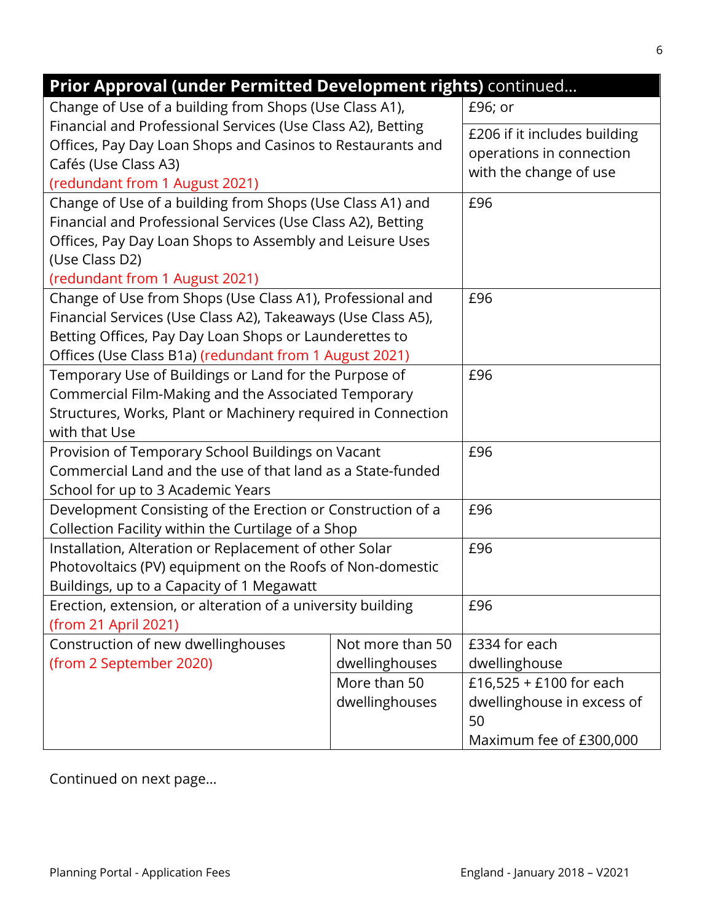| **Prior Approval (under Permitted Development rights)** continued… | | |
|---|---|---|
| Change of Use of a building from Shops (Use Class A1), Financial and Professional Services (Use Class A2), Betting Offices, Pay Day Loan Shops and Casinos to Restaurants and Cafés (Use Class A3) (redundant from 1 August 2021) | | £96; or<br>£206 if it includes building operations in connection with the change of use |
| Change of Use of a building from Shops (Use Class A1) and Financial and Professional Services (Use Class A2), Betting Offices, Pay Day Loan Shops to Assembly and Leisure Uses (Use Class D2) (redundant from 1 August 2021) | | £96 |
| Change of Use from Shops (Use Class A1), Professional and Financial Services (Use Class A2), Takeaways (Use Class A5), Betting Offices, Pay Day Loan Shops or Launderettes to Offices (Use Class B1a) (redundant from 1 August 2021) | | £96 |
| Temporary Use of Buildings or Land for the Purpose of Commercial Film-Making and the Associated Temporary Structures, Works, Plant or Machinery required in Connection with that Use | | £96 |
| Provision of Temporary School Buildings on Vacant Commercial Land and the use of that land as a State-funded School for up to 3 Academic Years | | £96 |
| Development Consisting of the Erection or Construction of a Collection Facility within the Curtilage of a Shop | | £96 |
| Installation, Alteration or Replacement of other Solar Photovoltaics (PV) equipment on the Roofs of Non-domestic Buildings, up to a Capacity of 1 Megawatt | | £96 |
| Erection, extension, or alteration of a university building (from 21 April 2021) | | £96 |
| Construction of new dwellinghouses (from 2 September 2020) | Not more than 50 dwellinghouses | £334 for each dwellinghouse |
| | More than 50 dwellinghouses | £16,525 + £100 for each dwellinghouse in excess of 50<br>Maximum fee of £300,000 |

Continued on next page…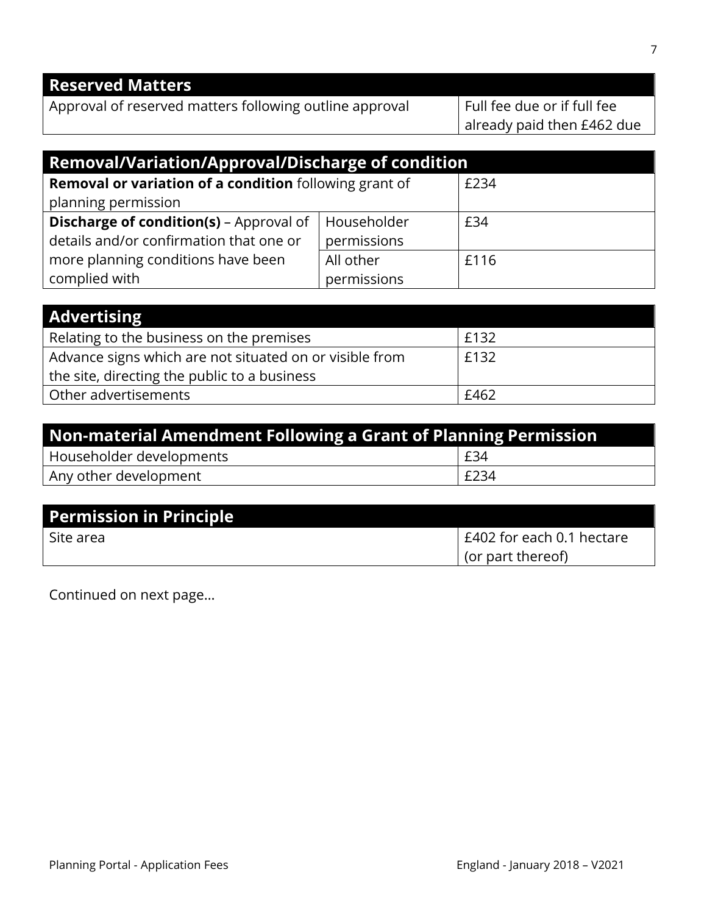| Reserved Matters | |
|---|---|
| Approval of reserved matters following outline approval | Full fee due or if full fee already paid then £462 due |

| Removal/Variation/Approval/Discharge of condition | | |
|---|---|---|
| **Removal or variation of a condition** following grant of planning permission | | £234 |
| **Discharge of condition(s)** – Approval of details and/or confirmation that one or more planning conditions have been complied with | Householder permissions | £34 |
| | All other permissions | £116 |

| Advertising | |
|---|---|
| Relating to the business on the premises | £132 |
| Advance signs which are not situated on or visible from the site, directing the public to a business | £132 |
| Other advertisements | £462 |

| Non-material Amendment Following a Grant of Planning Permission | |
|---|---|
| Householder developments | £34 |
| Any other development | £234 |

| Permission in Principle | |
|---|---|
| Site area | £402 for each 0.1 hectare (or part thereof) |

Continued on next page…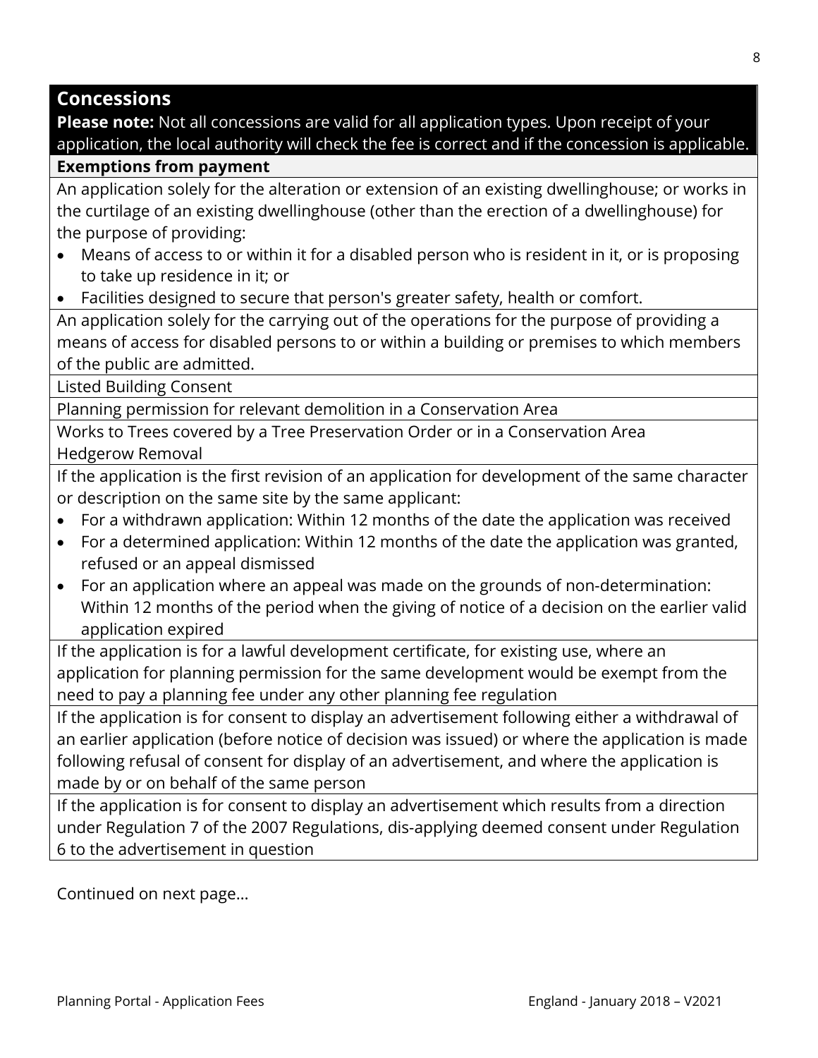## Concessions

**Please note:** Not all concessions are valid for all application types. Upon receipt of your application, the local authority will check the fee is correct and if the concession is applicable.

### Exemptions from payment

An application solely for the alteration or extension of an existing dwellinghouse; or works in the curtilage of an existing dwellinghouse (other than the erection of a dwellinghouse) for the purpose of providing:

- Means of access to or within it for a disabled person who is resident in it, or is proposing to take up residence in it; or
- Facilities designed to secure that person's greater safety, health or comfort.

An application solely for the carrying out of the operations for the purpose of providing a means of access for disabled persons to or within a building or premises to which members of the public are admitted.

Listed Building Consent

Planning permission for relevant demolition in a Conservation Area

Works to Trees covered by a Tree Preservation Order or in a Conservation Area
Hedgerow Removal

If the application is the first revision of an application for development of the same character or description on the same site by the same applicant:

- For a withdrawn application: Within 12 months of the date the application was received
- For a determined application: Within 12 months of the date the application was granted, refused or an appeal dismissed
- For an application where an appeal was made on the grounds of non-determination: Within 12 months of the period when the giving of notice of a decision on the earlier valid application expired

If the application is for a lawful development certificate, for existing use, where an application for planning permission for the same development would be exempt from the need to pay a planning fee under any other planning fee regulation

If the application is for consent to display an advertisement following either a withdrawal of an earlier application (before notice of decision was issued) or where the application is made following refusal of consent for display of an advertisement, and where the application is made by or on behalf of the same person

If the application is for consent to display an advertisement which results from a direction under Regulation 7 of the 2007 Regulations, dis-applying deemed consent under Regulation 6 to the advertisement in question

Continued on next page…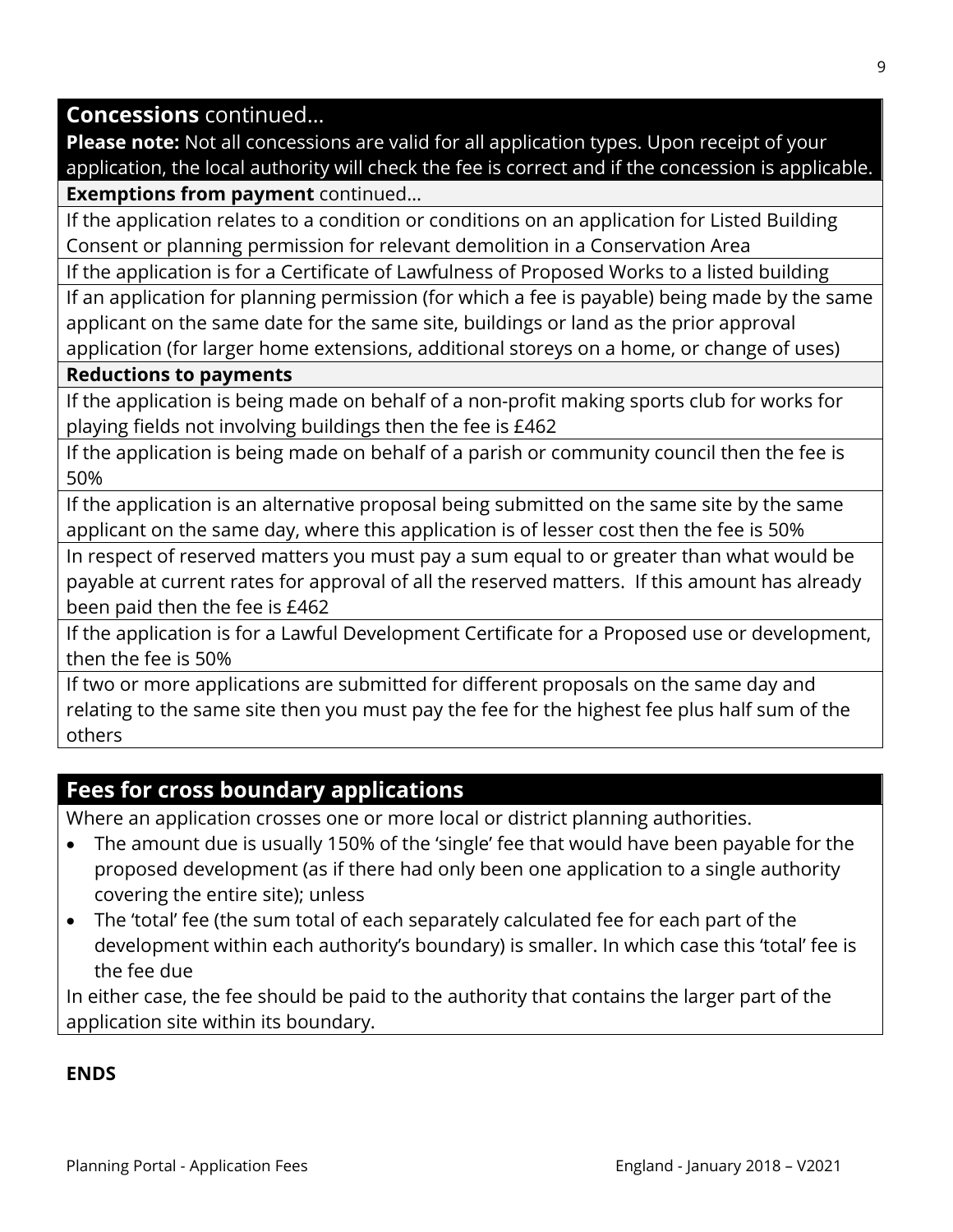## **Concessions** continued…

**Please note:** Not all concessions are valid for all application types. Upon receipt of your application, the local authority will check the fee is correct and if the concession is applicable.

**Exemptions from payment** continued…

If the application relates to a condition or conditions on an application for Listed Building Consent or planning permission for relevant demolition in a Conservation Area

If the application is for a Certificate of Lawfulness of Proposed Works to a listed building

If an application for planning permission (for which a fee is payable) being made by the same applicant on the same date for the same site, buildings or land as the prior approval application (for larger home extensions, additional storeys on a home, or change of uses)

**Reductions to payments**

If the application is being made on behalf of a non-profit making sports club for works for playing fields not involving buildings then the fee is £462

If the application is being made on behalf of a parish or community council then the fee is 50%

If the application is an alternative proposal being submitted on the same site by the same applicant on the same day, where this application is of lesser cost then the fee is 50%

In respect of reserved matters you must pay a sum equal to or greater than what would be payable at current rates for approval of all the reserved matters. If this amount has already been paid then the fee is £462

If the application is for a Lawful Development Certificate for a Proposed use or development, then the fee is 50%

If two or more applications are submitted for different proposals on the same day and relating to the same site then you must pay the fee for the highest fee plus half sum of the others

## Fees for cross boundary applications

Where an application crosses one or more local or district planning authorities.

- The amount due is usually 150% of the 'single' fee that would have been payable for the proposed development (as if there had only been one application to a single authority covering the entire site); unless
- The 'total' fee (the sum total of each separately calculated fee for each part of the development within each authority's boundary) is smaller. In which case this 'total' fee is the fee due

In either case, the fee should be paid to the authority that contains the larger part of the application site within its boundary.

**ENDS**